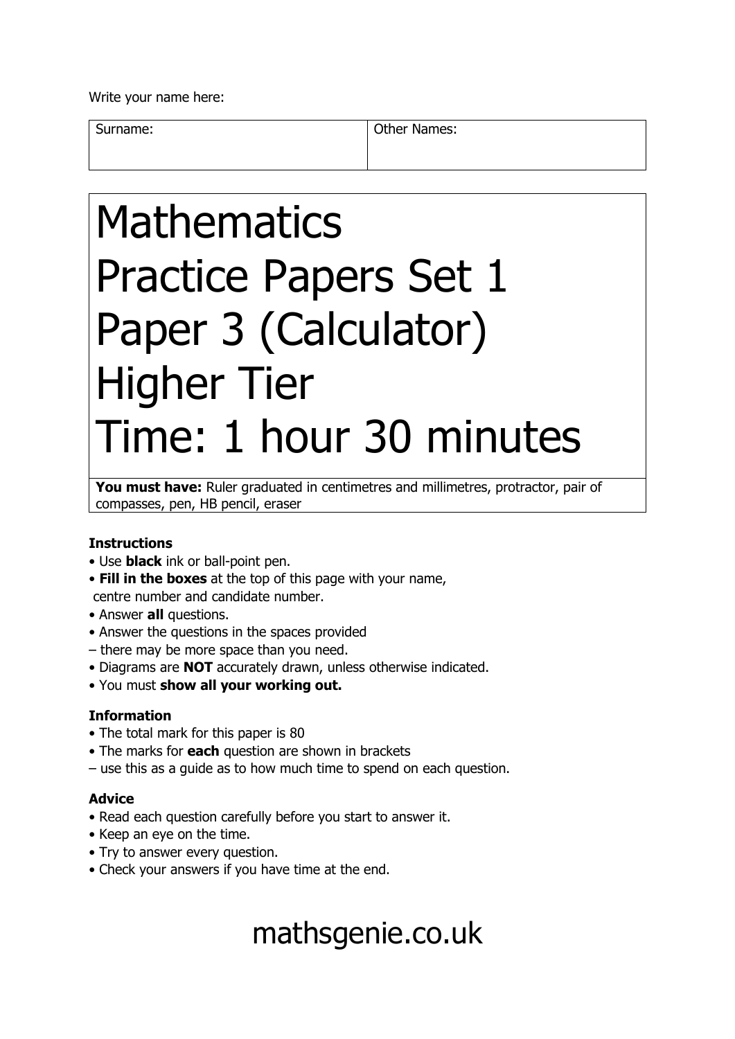Write your name here:

| Surname: | Other Names: |
| --- | --- |
| | |

# Mathematics
# Practice Papers Set 1
# Paper 3 (Calculator)
# Higher Tier
# Time: 1 hour 30 minutes

**You must have:** Ruler graduated in centimetres and millimetres, protractor, pair of compasses, pen, HB pencil, eraser

### Instructions

- Use **black** ink or ball-point pen.
- **Fill in the boxes** at the top of this page with your name, centre number and candidate number.
- Answer **all** questions.
- Answer the questions in the spaces provided
– there may be more space than you need.
- Diagrams are **NOT** accurately drawn, unless otherwise indicated.
- You must **show all your working out.**

### Information

- The total mark for this paper is 80
- The marks for **each** question are shown in brackets
– use this as a guide as to how much time to spend on each question.

### Advice

- Read each question carefully before you start to answer it.
- Keep an eye on the time.
- Try to answer every question.
- Check your answers if you have time at the end.

mathsgenie.co.uk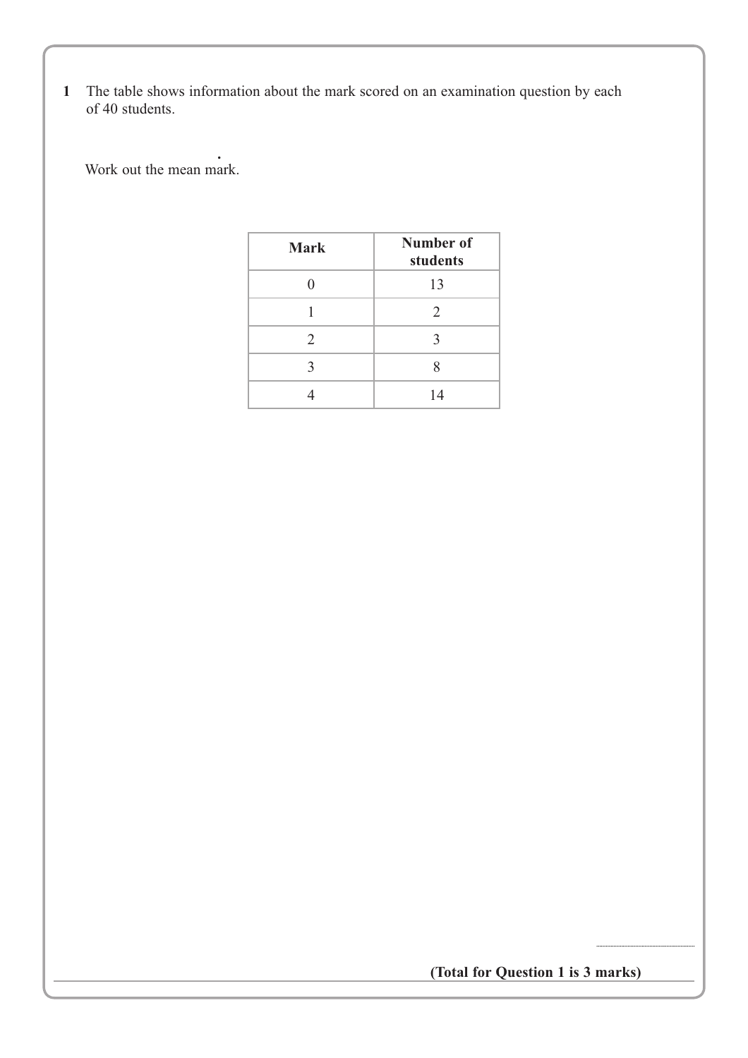**1** The table shows information about the mark scored on an examination question by each of 40 students.

Work out the mean mark.

| Mark | Number of students |
|---|---|
| 0 | 13 |
| 1 | 2 |
| 2 | 3 |
| 3 | 8 |
| 4 | 14 |

..............................

**(Total for Question 1 is 3 marks)**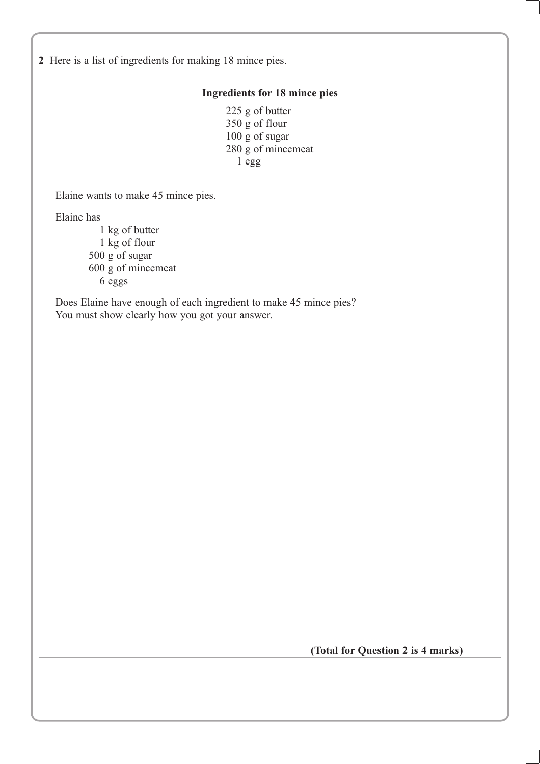**2** Here is a list of ingredients for making 18 mince pies.

> **Ingredients for 18 mince pies**
>
> 225 g of butter
> 350 g of flour
> 100 g of sugar
> 280 g of mincemeat
> 1 egg

Elaine wants to make 45 mince pies.

Elaine has

1 kg of butter
1 kg of flour
500 g of sugar
600 g of mincemeat
6 eggs

Does Elaine have enough of each ingredient to make 45 mince pies?
You must show clearly how you got your answer.

**(Total for Question 2 is 4 marks)**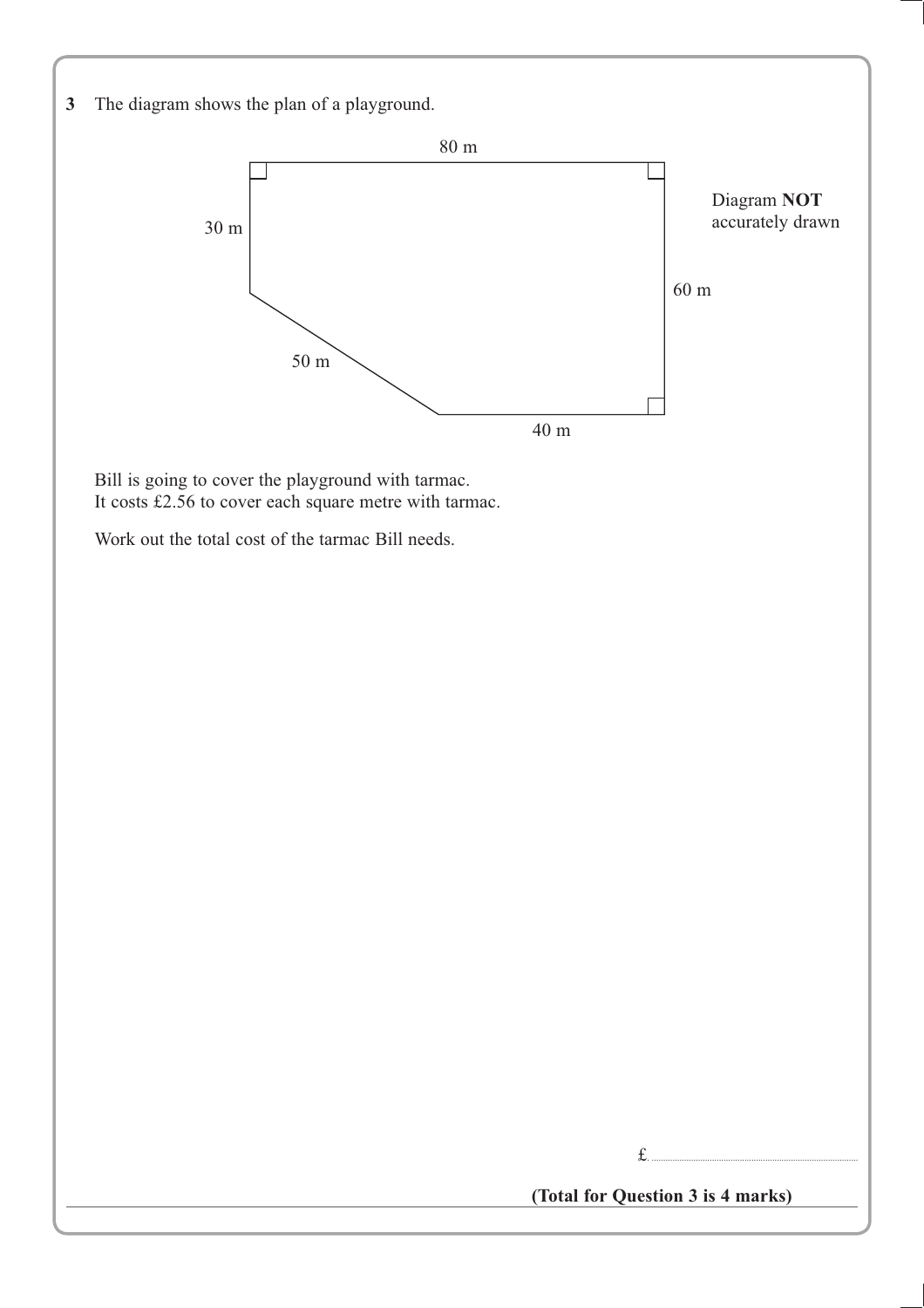**3** The diagram shows the plan of a playground.

80 m

30 m

60 m

50 m

40 m

Diagram **NOT** accurately drawn

Bill is going to cover the playground with tarmac.
It costs £2.56 to cover each square metre with tarmac.

Work out the total cost of the tarmac Bill needs.

£..............................................

**(Total for Question 3 is 4 marks)**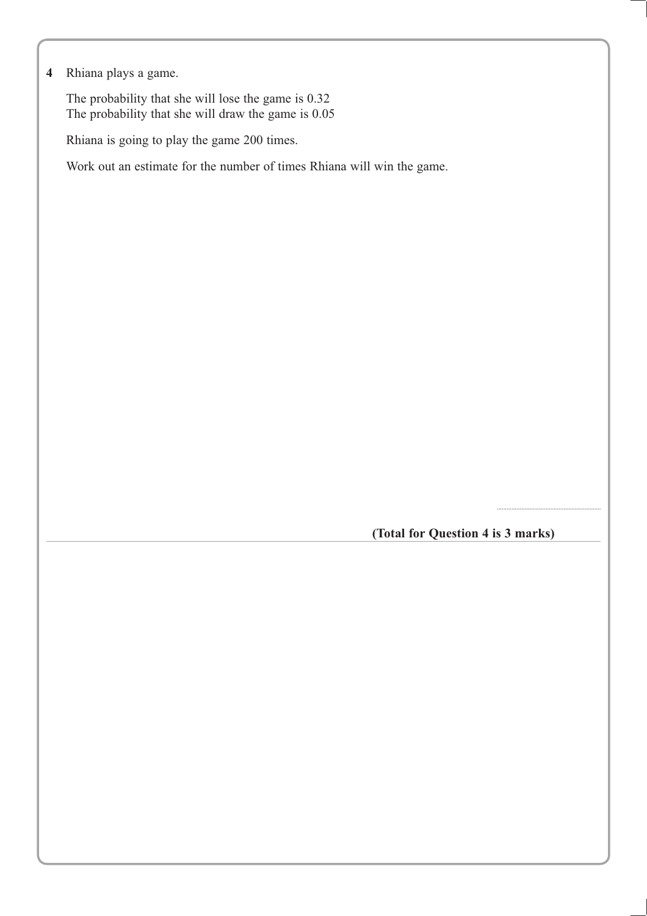**4** Rhiana plays a game.

The probability that she will lose the game is 0.32
The probability that she will draw the game is 0.05

Rhiana is going to play the game 200 times.

Work out an estimate for the number of times Rhiana will win the game.

..........................................

**(Total for Question 4 is 3 marks)**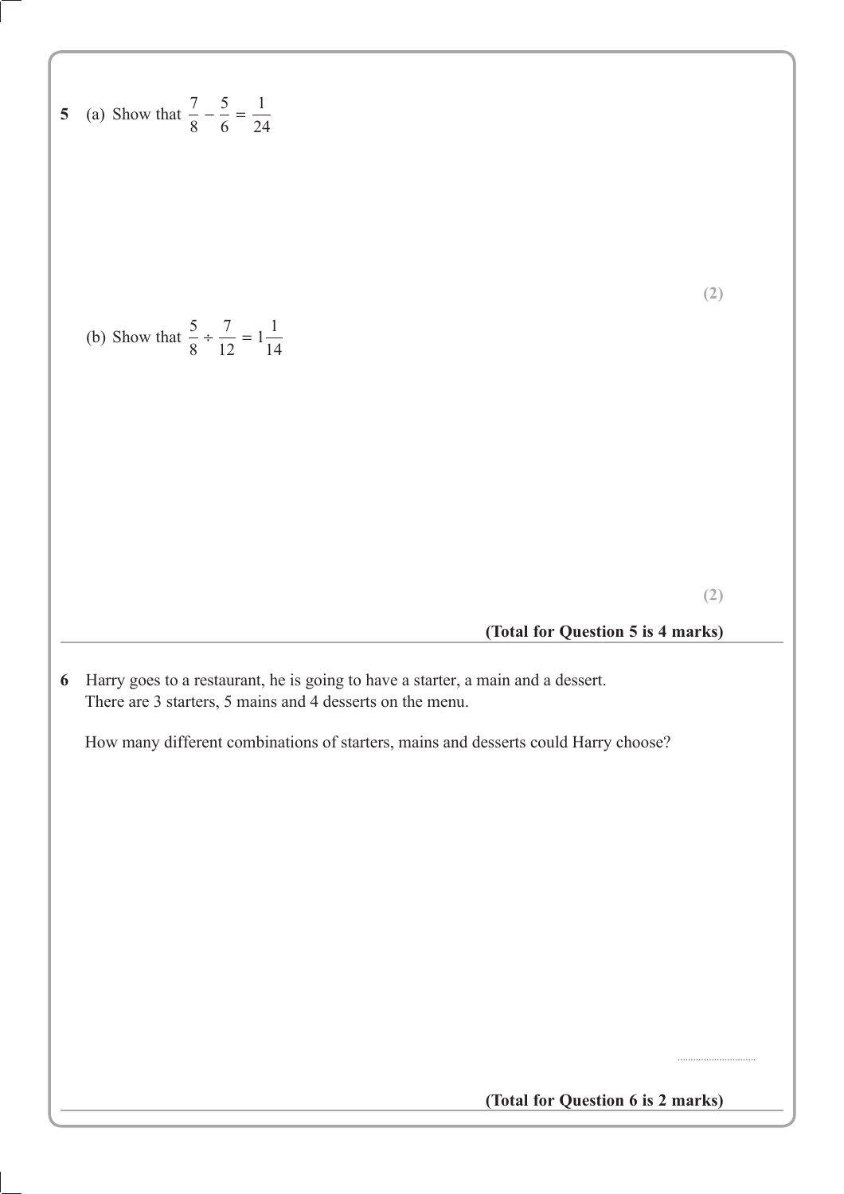**5** (a) Show that $\frac{7}{8} - \frac{5}{6} = \frac{1}{24}$

**(2)**

(b) Show that $\frac{5}{8} \div \frac{7}{12} = 1\frac{1}{14}$

**(2)**

**(Total for Question 5 is 4 marks)**

---

**6** Harry goes to a restaurant, he is going to have a starter, a main and a dessert.
There are 3 starters, 5 mains and 4 desserts on the menu.

How many different combinations of starters, mains and desserts could Harry choose?

..............................

**(Total for Question 6 is 2 marks)**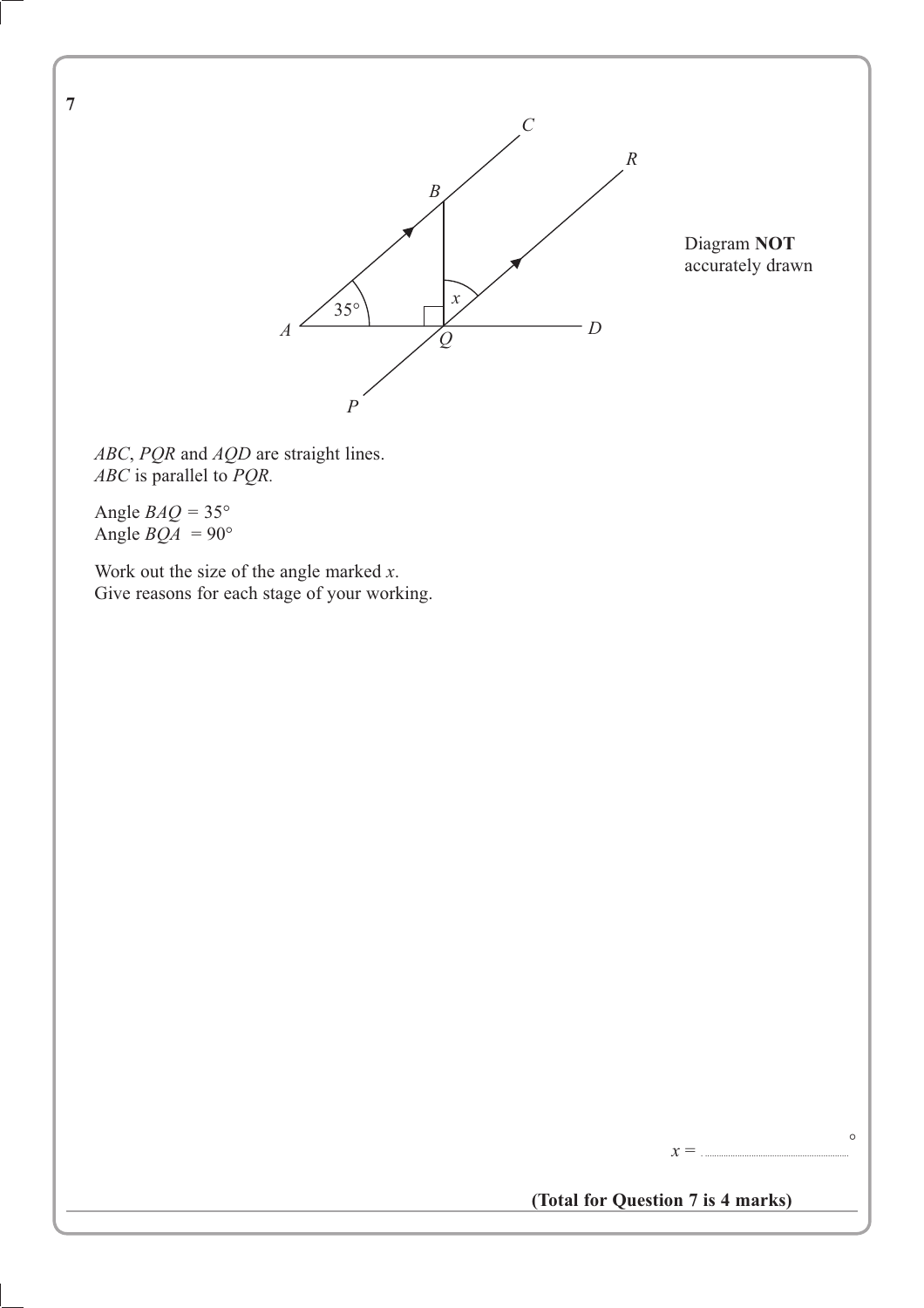**7**

Diagram **NOT** accurately drawn

*ABC*, *PQR* and *AQD* are straight lines.
*ABC* is parallel to *PQR.*

Angle $BAQ = 35°$
Angle $BQA = 90°$

Work out the size of the angle marked $x$.
Give reasons for each stage of your working.

$x =$ ..................................... °

**(Total for Question 7 is 4 marks)**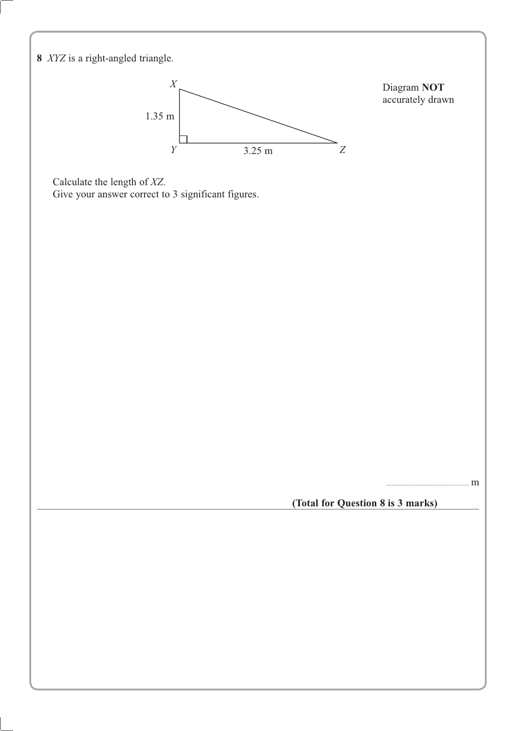**8** *XYZ* is a right-angled triangle.

Diagram **NOT** accurately drawn

$X$

1.35 m

$Y$ 3.25 m $Z$

Calculate the length of *XZ*.
Give your answer correct to 3 significant figures.

.............................................. m

**(Total for Question 8 is 3 marks)**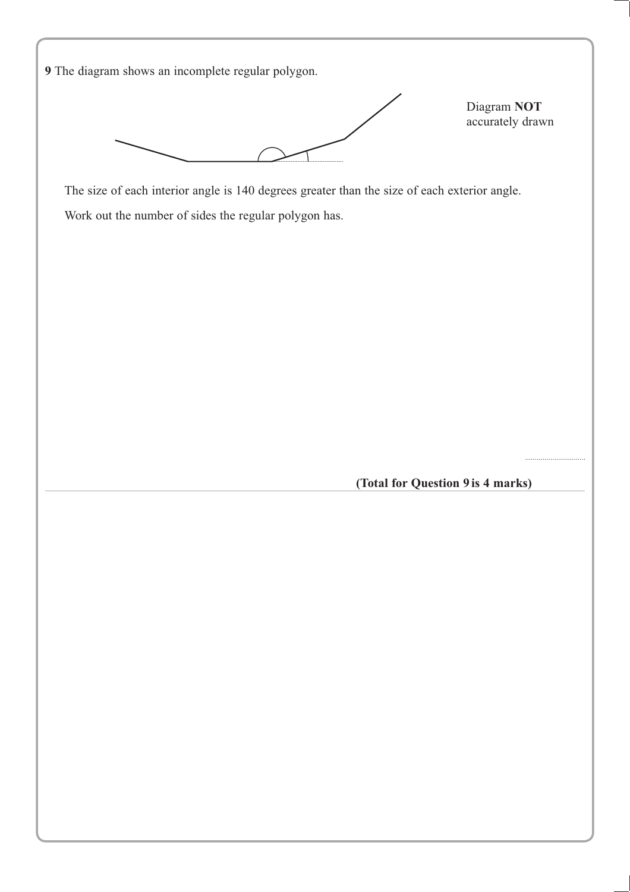**9** The diagram shows an incomplete regular polygon.

Diagram **NOT** accurately drawn

The size of each interior angle is 140 degrees greater than the size of each exterior angle.

Work out the number of sides the regular polygon has.

..............................

**(Total for Question 9 is 4 marks)**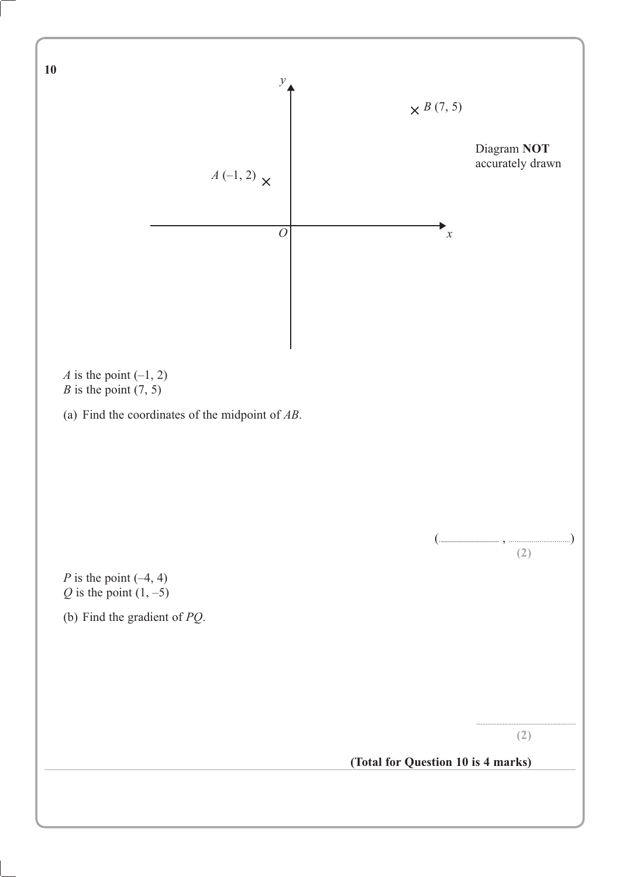**10**

Diagram **NOT** accurately drawn

$A$ is the point $(-1, 2)$
$B$ is the point $(7, 5)$

(a) Find the coordinates of the midpoint of $AB$.

(.................... , ....................)
**(2)**

$P$ is the point $(-4, 4)$
$Q$ is the point $(1, -5)$

(b) Find the gradient of $PQ$.

..............................
**(2)**

**(Total for Question 10 is 4 marks)**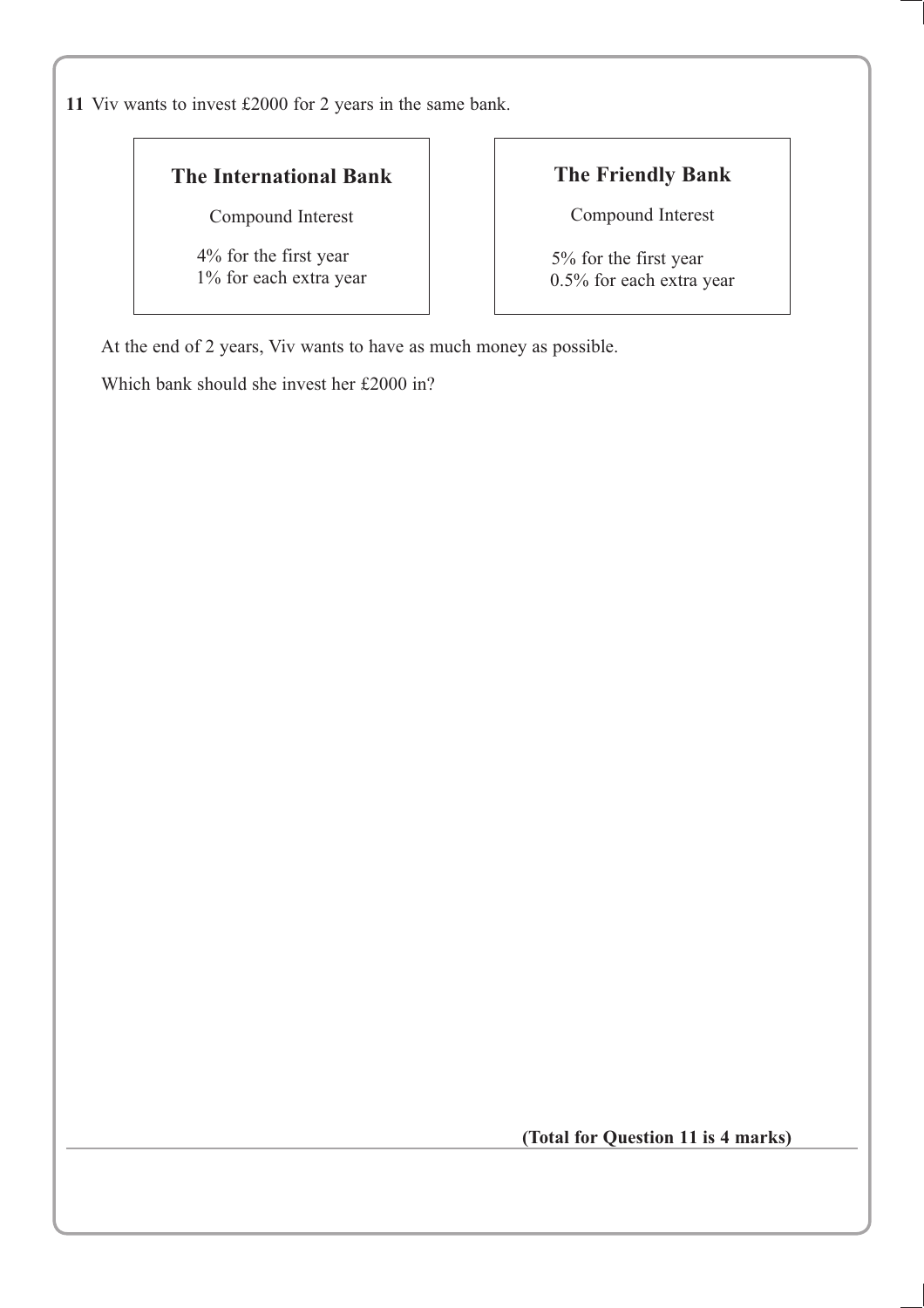**11** Viv wants to invest £2000 for 2 years in the same bank.

| **The International Bank** | **The Friendly Bank** |
| --- | --- |
| Compound Interest | Compound Interest |
| 4% for the first year<br>1% for each extra year | 5% for the first year<br>0.5% for each extra year |

At the end of 2 years, Viv wants to have as much money as possible.

Which bank should she invest her £2000 in?

**(Total for Question 11 is 4 marks)**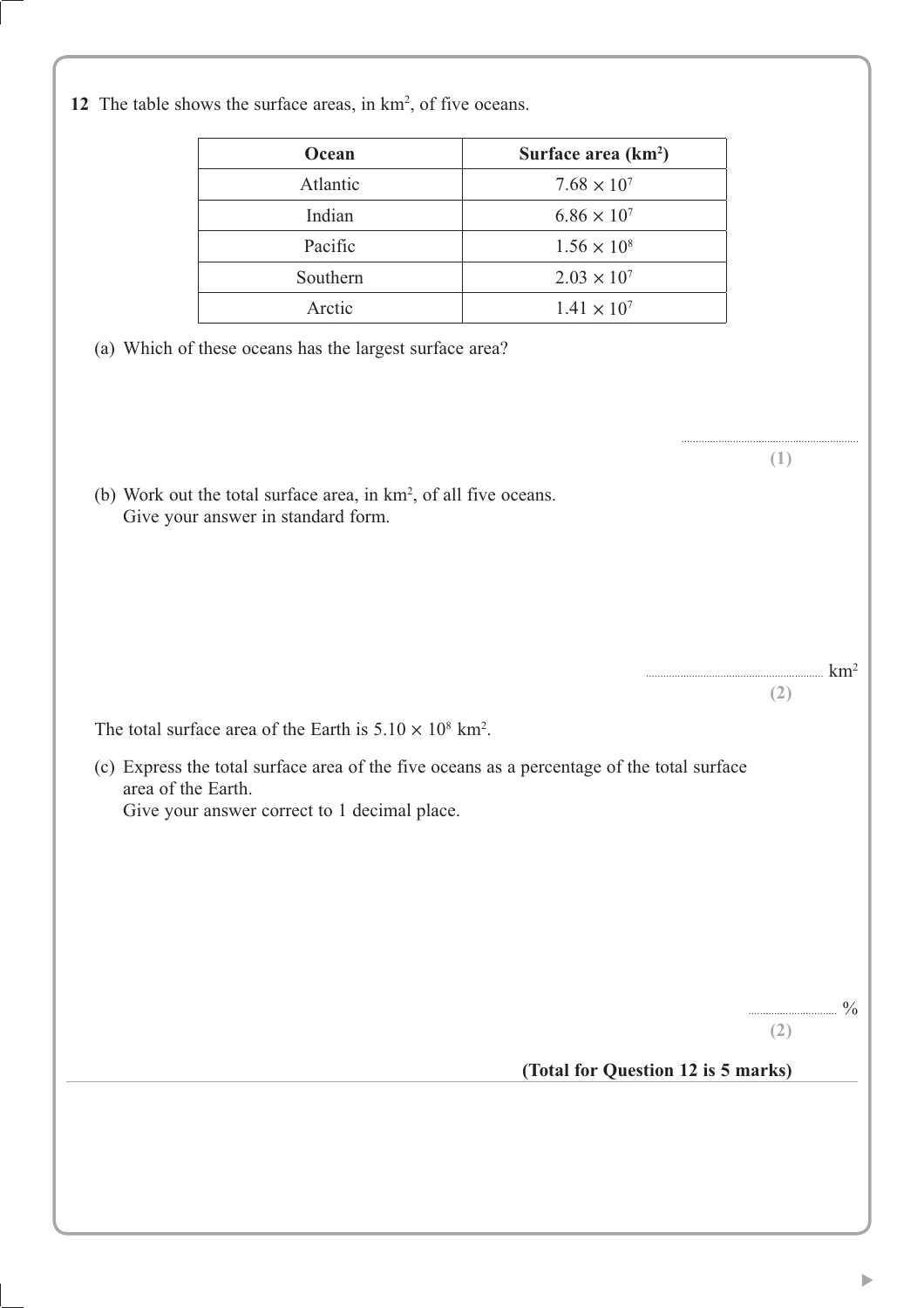**12** The table shows the surface areas, in km$^2$, of five oceans.

| Ocean | Surface area (km$^2$) |
|---|---|
| Atlantic | $7.68 \times 10^7$ |
| Indian | $6.86 \times 10^7$ |
| Pacific | $1.56 \times 10^8$ |
| Southern | $2.03 \times 10^7$ |
| Arctic | $1.41 \times 10^7$ |

(a) Which of these oceans has the largest surface area?

..............................................................

**(1)**

(b) Work out the total surface area, in km$^2$, of all five oceans.
Give your answer in standard form.

.............................................................. km$^2$

**(2)**

The total surface area of the Earth is $5.10 \times 10^8$ km$^2$.

(c) Express the total surface area of the five oceans as a percentage of the total surface area of the Earth.
Give your answer correct to 1 decimal place.

.............................. %

**(2)**

**(Total for Question 12 is 5 marks)**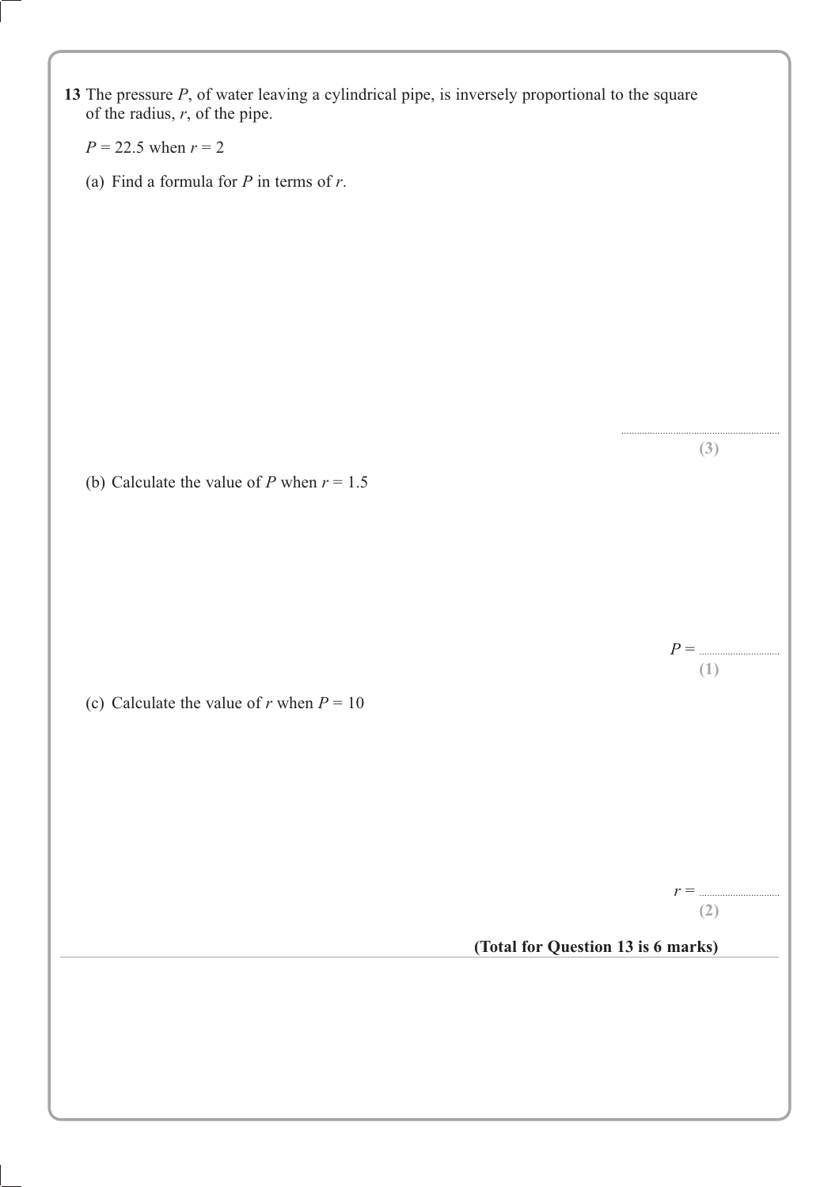**13** The pressure $P$, of water leaving a cylindrical pipe, is inversely proportional to the square of the radius, $r$, of the pipe.

$P = 22.5$ when $r = 2$

(a) Find a formula for $P$ in terms of $r$.

..............................................................
**(3)**

(b) Calculate the value of $P$ when $r = 1.5$

$P =$ ..............................
**(1)**

(c) Calculate the value of $r$ when $P = 10$

$r =$ ..............................
**(2)**

**(Total for Question 13 is 6 marks)**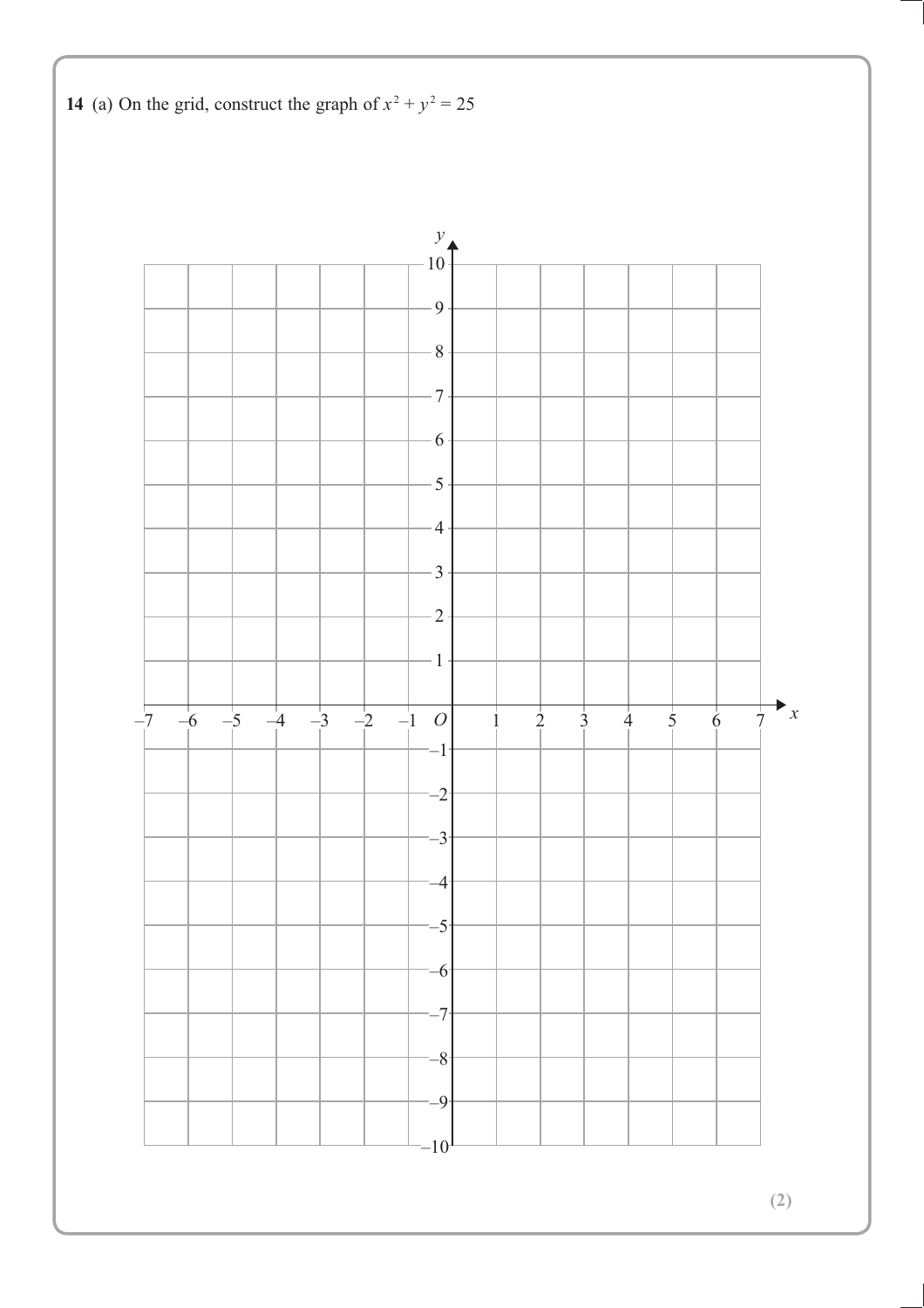**14** (a) On the grid, construct the graph of $x^2 + y^2 = 25$

**(2)**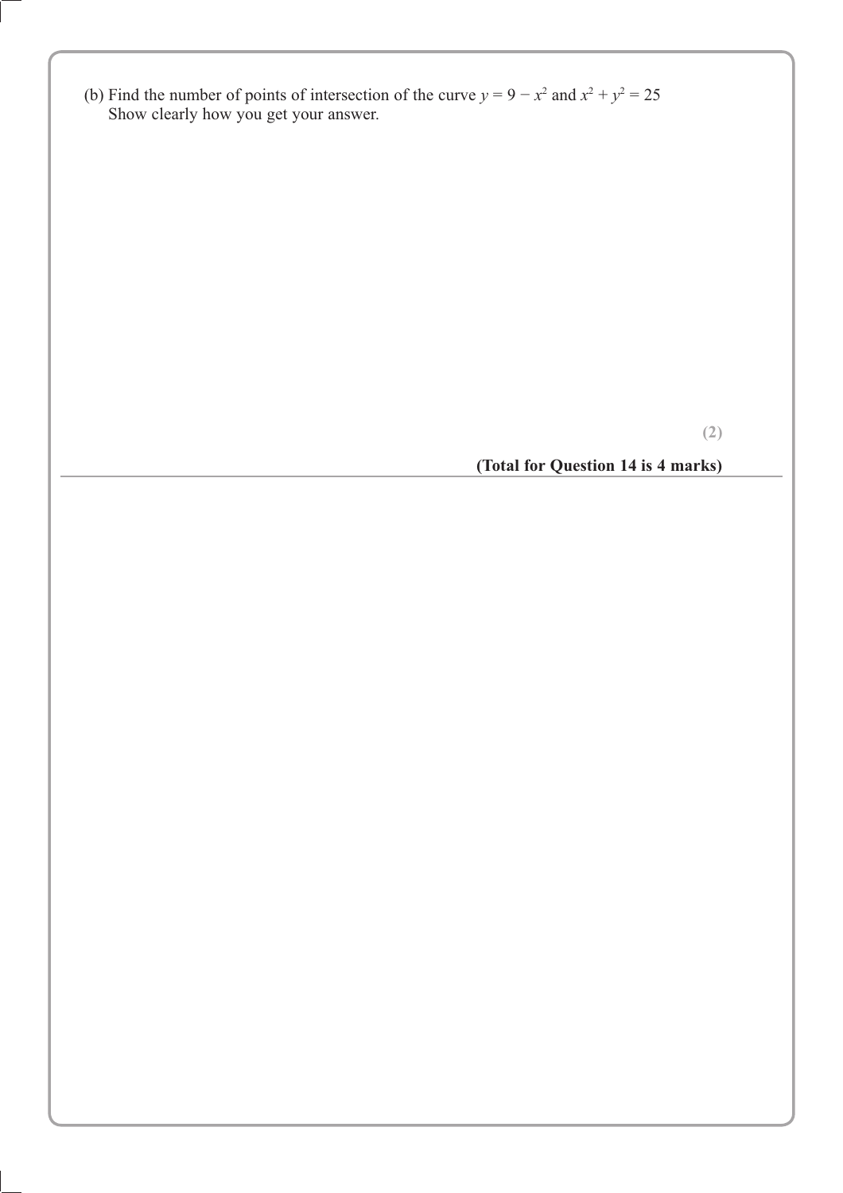(b) Find the number of points of intersection of the curve $y = 9 - x^2$ and $x^2 + y^2 = 25$
Show clearly how you get your answer.

**(2)**

**(Total for Question 14 is 4 marks)**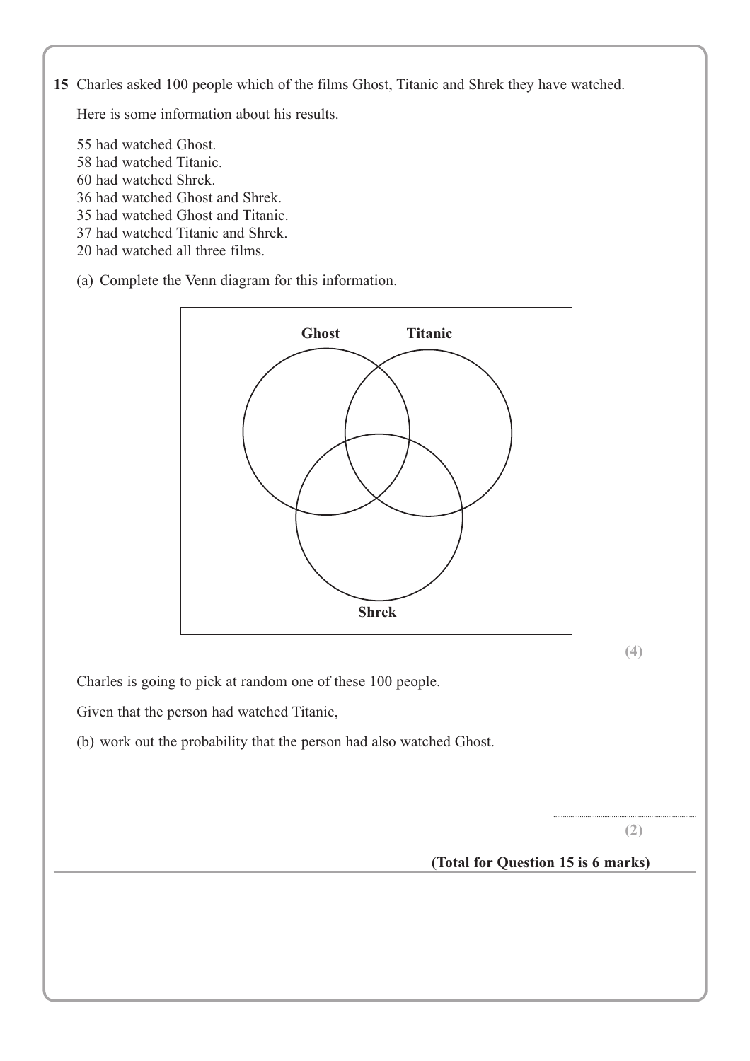**15** Charles asked 100 people which of the films Ghost, Titanic and Shrek they have watched.

Here is some information about his results.

55 had watched Ghost.
58 had watched Titanic.
60 had watched Shrek.
36 had watched Ghost and Shrek.
35 had watched Ghost and Titanic.
37 had watched Titanic and Shrek.
20 had watched all three films.

(a) Complete the Venn diagram for this information.

Ghost Titanic

Shrek

**(4)**

Charles is going to pick at random one of these 100 people.

Given that the person had watched Titanic,

(b) work out the probability that the person had also watched Ghost.

..........................................

**(2)**

**(Total for Question 15 is 6 marks)**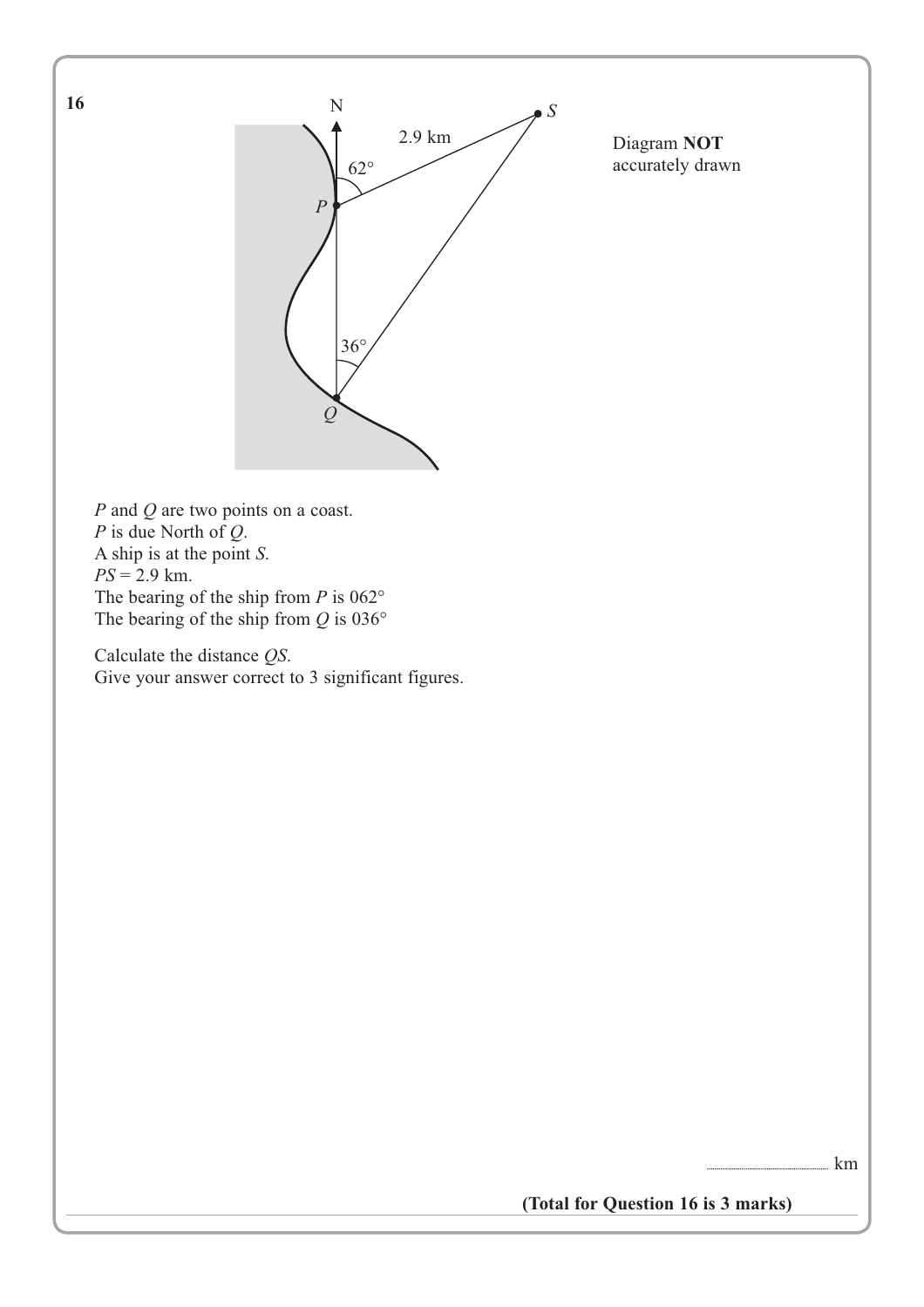**16**

Diagram **NOT** accurately drawn

$P$ and $Q$ are two points on a coast.
$P$ is due North of $Q$.
A ship is at the point $S$.
$PS = 2.9$ km.
The bearing of the ship from $P$ is 062°
The bearing of the ship from $Q$ is 036°

Calculate the distance $QS$.
Give your answer correct to 3 significant figures.

.............................................. km

**(Total for Question 16 is 3 marks)**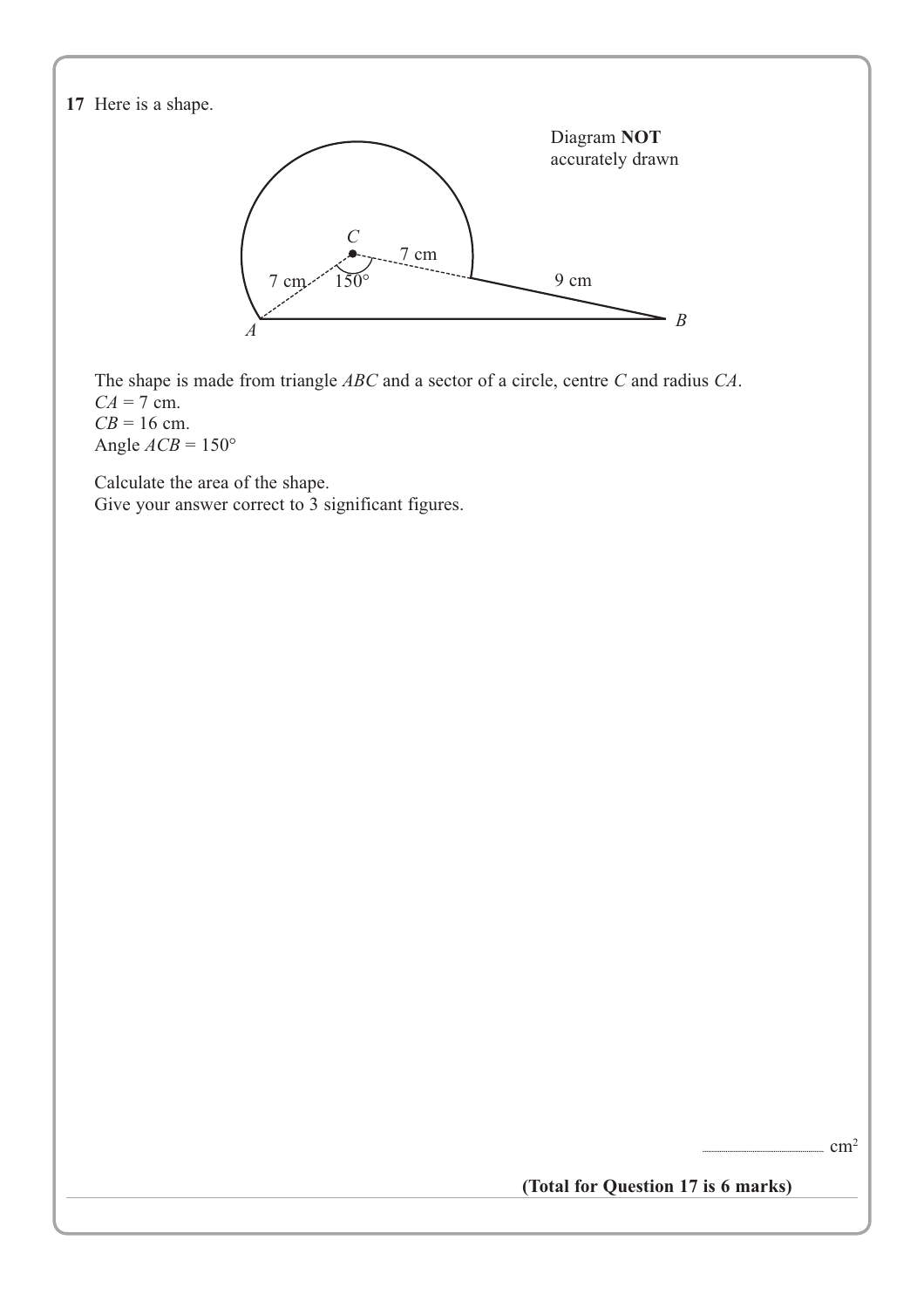**17** Here is a shape.

Diagram **NOT** accurately drawn

The shape is made from triangle $ABC$ and a sector of a circle, centre $C$ and radius $CA$.
$CA = 7$ cm.
$CB = 16$ cm.
Angle $ACB = 150°$

Calculate the area of the shape.
Give your answer correct to 3 significant figures.

.......................................................... cm²

**(Total for Question 17 is 6 marks)**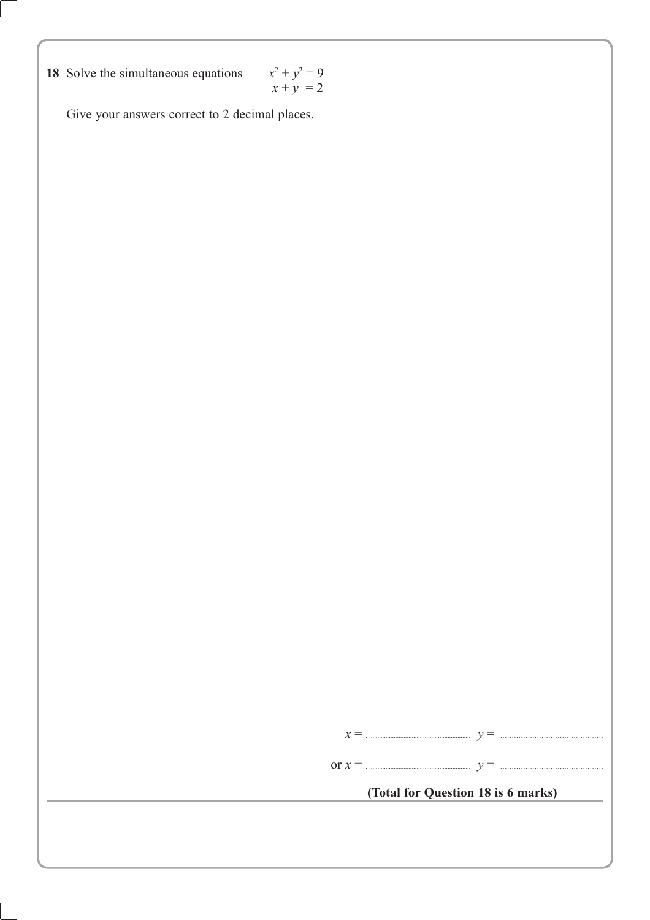**18** Solve the simultaneous equations

$$x^2 + y^2 = 9$$
$$x + y = 2$$

Give your answers correct to 2 decimal places.

$x =$ .................................... $y =$ ....................................

or $x =$ .................................... $y =$ ....................................

**(Total for Question 18 is 6 marks)**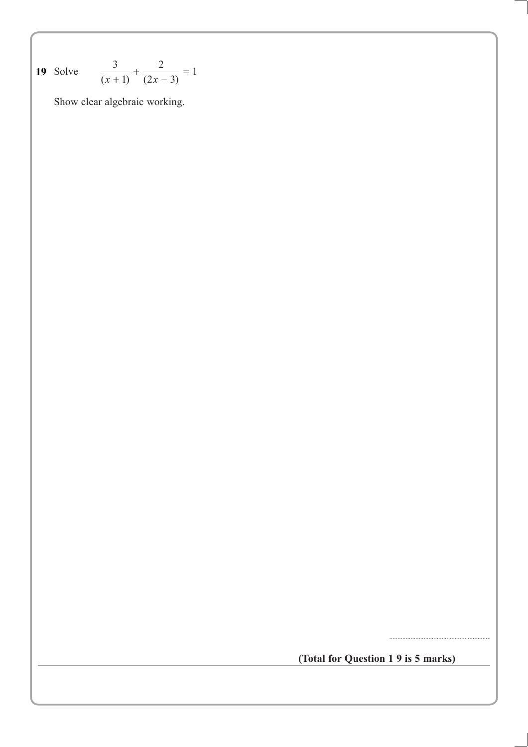**19** Solve $\dfrac{3}{(x+1)} + \dfrac{2}{(2x-3)} = 1$

Show clear algebraic working.

..........................................................

**(Total for Question 1 9 is 5 marks)**